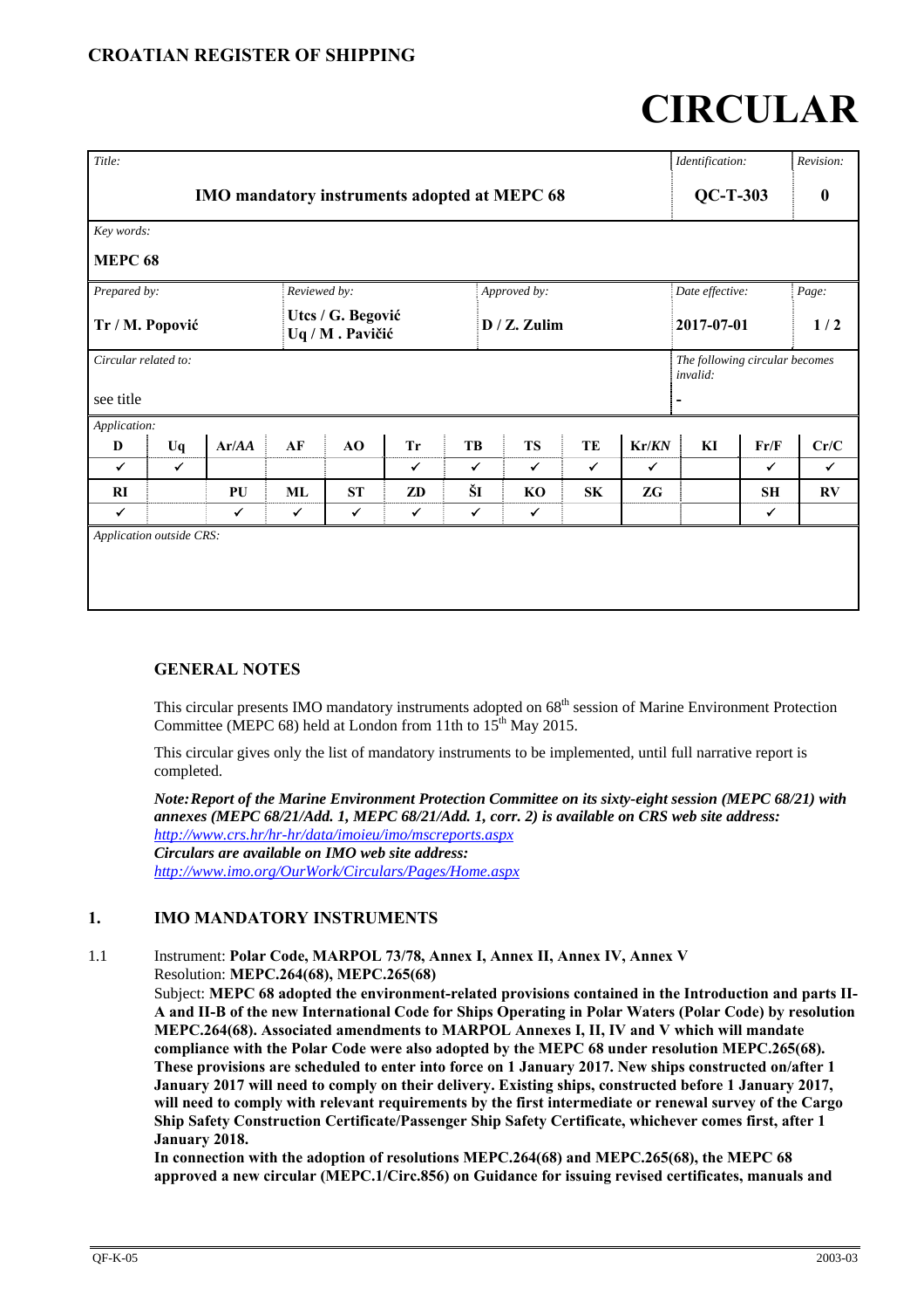**CROATIAN REGISTER OF SHIPPING**

# CIRCULAR

| *Title:* | | | | | *Identification:* | *Revision:* |
|---|---|---|---|---|---|---|
| **IMO mandatory instruments adopted at MEPC 68** | | | | | **QC-T-303** | **0** |
| *Key words:* **MEPC 68** | | | | | | |
| *Prepared by:* **Tr / M. Popović** | *Reviewed by:* **Utcs / G. Begović Uq / M . Pavičić** | | *Approved by:* **D / Z. Zulim** | | *Date effective:* **2017-07-01** | *Page:* **1 / 2** |
| *Circular related to:* see title | | | | | *The following circular becomes invalid:* - | |

*Application:*

| D | Uq | Ar/*AA* | AF | AO | Tr | TB | TS | TE | Kr/*KN* | KI | Fr/F | Cr/C |
|---|---|---|---|---|---|---|---|---|---|---|---|---|
| ✓ | ✓ | | | | ✓ | ✓ | ✓ | ✓ | ✓ | | ✓ | ✓ |
| **RI** | | **PU** | **ML** | **ST** | **ZD** | **ŠI** | **KO** | **SK** | **ZG** | | **SH** | **RV** |
| ✓ | | ✓ | ✓ | ✓ | ✓ | ✓ | ✓ | | | | ✓ | |

*Application outside CRS:*

## GENERAL NOTES

This circular presents IMO mandatory instruments adopted on 68th session of Marine Environment Protection Committee (MEPC 68) held at London from 11th to 15th May 2015.

This circular gives only the list of mandatory instruments to be implemented, until full narrative report is completed.

***Note:** **Report of the Marine Environment Protection Committee on its sixty-eight session (MEPC 68/21) with annexes (MEPC 68/21/Add. 1, MEPC 68/21/Add. 1, corr. 2) is available on CRS web site address:***
*http://www.crs.hr/hr-hr/data/imoieu/imo/mscreports.aspx*
***Circulars are available on IMO web site address:***
*http://www.imo.org/OurWork/Circulars/Pages/Home.aspx*

## 1. IMO MANDATORY INSTRUMENTS

1.1 Instrument: **Polar Code, MARPOL 73/78, Annex I, Annex II, Annex IV, Annex V**
Resolution: **MEPC.264(68), MEPC.265(68)**
Subject: **MEPC 68 adopted the environment-related provisions contained in the Introduction and parts II-A and II-B of the new International Code for Ships Operating in Polar Waters (Polar Code) by resolution MEPC.264(68). Associated amendments to MARPOL Annexes I, II, IV and V which will mandate compliance with the Polar Code were also adopted by the MEPC 68 under resolution MEPC.265(68). These provisions are scheduled to enter into force on 1 January 2017. New ships constructed on/after 1 January 2017 will need to comply on their delivery. Existing ships, constructed before 1 January 2017, will need to comply with relevant requirements by the first intermediate or renewal survey of the Cargo Ship Safety Construction Certificate/Passenger Ship Safety Certificate, whichever comes first, after 1 January 2018.**
**In connection with the adoption of resolutions MEPC.264(68) and MEPC.265(68), the MEPC 68 approved a new circular (MEPC.1/Circ.856) on Guidance for issuing revised certificates, manuals and**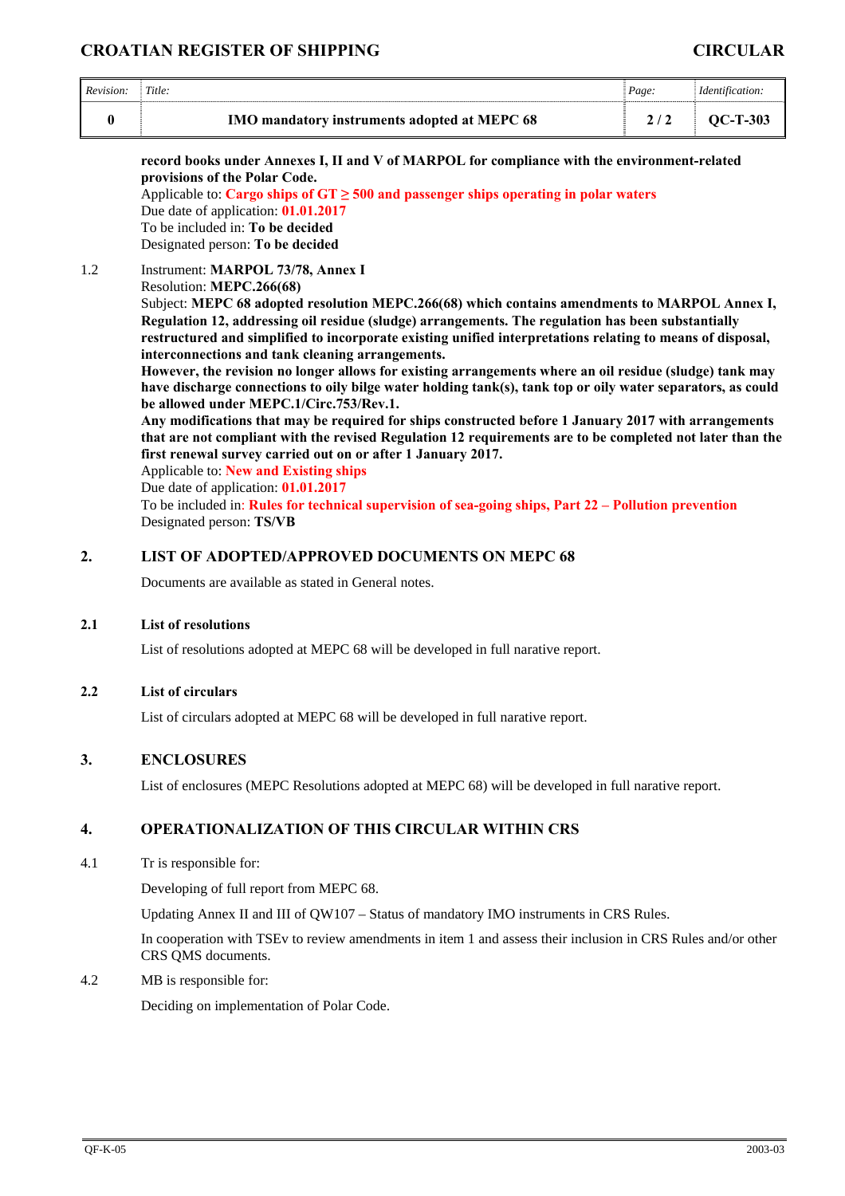**record books under Annexes I, II and V of MARPOL for compliance with the environment-related provisions of the Polar Code.**
Applicable to: **Cargo ships of GT ≥ 500 and passenger ships operating in polar waters**
Due date of application: **01.01.2017**
To be included in: **To be decided**
Designated person: **To be decided**

1.2 Instrument: **MARPOL 73/78, Annex I**
Resolution: **MEPC.266(68)**
Subject: **MEPC 68 adopted resolution MEPC.266(68) which contains amendments to MARPOL Annex I, Regulation 12, addressing oil residue (sludge) arrangements. The regulation has been substantially restructured and simplified to incorporate existing unified interpretations relating to means of disposal, interconnections and tank cleaning arrangements.**
**However, the revision no longer allows for existing arrangements where an oil residue (sludge) tank may have discharge connections to oily bilge water holding tank(s), tank top or oily water separators, as could be allowed under MEPC.1/Circ.753/Rev.1.**
**Any modifications that may be required for ships constructed before 1 January 2017 with arrangements that are not compliant with the revised Regulation 12 requirements are to be completed not later than the first renewal survey carried out on or after 1 January 2017.**
Applicable to: **New and Existing ships**
Due date of application: **01.01.2017**
To be included in: **Rules for technical supervision of sea-going ships, Part 22 – Pollution prevention**
Designated person: **TS/VB**

## 2. LIST OF ADOPTED/APPROVED DOCUMENTS ON MEPC 68

Documents are available as stated in General notes.

### 2.1 List of resolutions

List of resolutions adopted at MEPC 68 will be developed in full narative report.

### 2.2 List of circulars

List of circulars adopted at MEPC 68 will be developed in full narative report.

## 3. ENCLOSURES

List of enclosures (MEPC Resolutions adopted at MEPC 68) will be developed in full narative report.

## 4. OPERATIONALIZATION OF THIS CIRCULAR WITHIN CRS

4.1 Tr is responsible for:

Developing of full report from MEPC 68.

Updating Annex II and III of QW107 – Status of mandatory IMO instruments in CRS Rules.

In cooperation with TSEv to review amendments in item 1 and assess their inclusion in CRS Rules and/or other CRS QMS documents.

4.2 MB is responsible for:

Deciding on implementation of Polar Code.